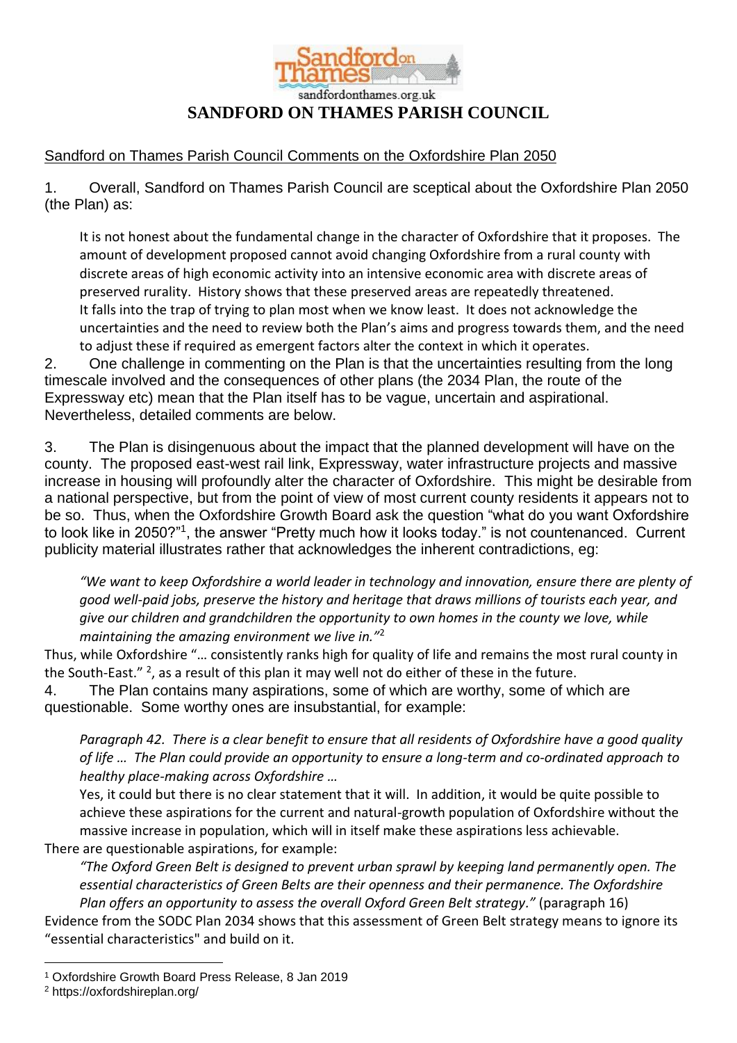sandfordonthames.org.uk

# SANDFORD ON THAMES PARISH COUNCIL

Sandford on Thames Parish Council Comments on the Oxfordshire Plan 2050

1. Overall, Sandford on Thames Parish Council are sceptical about the Oxfordshire Plan 2050 (the Plan) as:

   It is not honest about the fundamental change in the character of Oxfordshire that it proposes. The amount of development proposed cannot avoid changing Oxfordshire from a rural county with discrete areas of high economic activity into an intensive economic area with discrete areas of preserved rurality. History shows that these preserved areas are repeatedly threatened.

   It falls into the trap of trying to plan most when we know least. It does not acknowledge the uncertainties and the need to review both the Plan's aims and progress towards them, and the need to adjust these if required as emergent factors alter the context in which it operates.

2. One challenge in commenting on the Plan is that the uncertainties resulting from the long timescale involved and the consequences of other plans (the 2034 Plan, the route of the Expressway etc) mean that the Plan itself has to be vague, uncertain and aspirational. Nevertheless, detailed comments are below.

3. The Plan is disingenuous about the impact that the planned development will have on the county. The proposed east-west rail link, Expressway, water infrastructure projects and massive increase in housing will profoundly alter the character of Oxfordshire. This might be desirable from a national perspective, but from the point of view of most current county residents it appears not to be so. Thus, when the Oxfordshire Growth Board ask the question "what do you want Oxfordshire to look like in 2050?"[1], the answer "Pretty much how it looks today." is not countenanced. Current publicity material illustrates rather that acknowledges the inherent contradictions, eg:

   *"We want to keep Oxfordshire a world leader in technology and innovation, ensure there are plenty of good well-paid jobs, preserve the history and heritage that draws millions of tourists each year, and give our children and grandchildren the opportunity to own homes in the county we love, while maintaining the amazing environment we live in."*[2]

Thus, while Oxfordshire "… consistently ranks high for quality of life and remains the most rural county in the South-East." [2], as a result of this plan it may well not do either of these in the future.

4. The Plan contains many aspirations, some of which are worthy, some of which are questionable. Some worthy ones are insubstantial, for example:

   *Paragraph 42. There is a clear benefit to ensure that all residents of Oxfordshire have a good quality of life … The Plan could provide an opportunity to ensure a long-term and co-ordinated approach to healthy place-making across Oxfordshire …*

   Yes, it could but there is no clear statement that it will. In addition, it would be quite possible to achieve these aspirations for the current and natural-growth population of Oxfordshire without the massive increase in population, which will in itself make these aspirations less achievable.

There are questionable aspirations, for example:

   *"The Oxford Green Belt is designed to prevent urban sprawl by keeping land permanently open. The essential characteristics of Green Belts are their openness and their permanence. The Oxfordshire Plan offers an opportunity to assess the overall Oxford Green Belt strategy."* (paragraph 16)

Evidence from the SODC Plan 2034 shows that this assessment of Green Belt strategy means to ignore its "essential characteristics" and build on it.

---

[1] Oxfordshire Growth Board Press Release, 8 Jan 2019

[2] https://oxfordshireplan.org/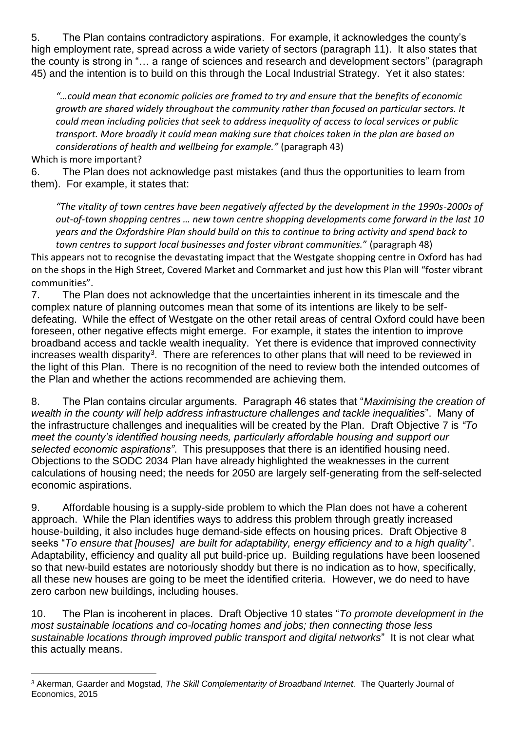5. The Plan contains contradictory aspirations. For example, it acknowledges the county's high employment rate, spread across a wide variety of sectors (paragraph 11). It also states that the county is strong in "… a range of sciences and research and development sectors" (paragraph 45) and the intention is to build on this through the Local Industrial Strategy. Yet it also states:

> *"…could mean that economic policies are framed to try and ensure that the benefits of economic growth are shared widely throughout the community rather than focused on particular sectors. It could mean including policies that seek to address inequality of access to local services or public transport. More broadly it could mean making sure that choices taken in the plan are based on considerations of health and wellbeing for example."* (paragraph 43)

Which is more important?

6. The Plan does not acknowledge past mistakes (and thus the opportunities to learn from them). For example, it states that:

> *"The vitality of town centres have been negatively affected by the development in the 1990s-2000s of out-of-town shopping centres … new town centre shopping developments come forward in the last 10 years and the Oxfordshire Plan should build on this to continue to bring activity and spend back to town centres to support local businesses and foster vibrant communities."* (paragraph 48)

This appears not to recognise the devastating impact that the Westgate shopping centre in Oxford has had on the shops in the High Street, Covered Market and Cornmarket and just how this Plan will "foster vibrant communities".

7. The Plan does not acknowledge that the uncertainties inherent in its timescale and the complex nature of planning outcomes mean that some of its intentions are likely to be self-defeating. While the effect of Westgate on the other retail areas of central Oxford could have been foreseen, other negative effects might emerge. For example, it states the intention to improve broadband access and tackle wealth inequality. Yet there is evidence that improved connectivity increases wealth disparity[3]. There are references to other plans that will need to be reviewed in the light of this Plan. There is no recognition of the need to review both the intended outcomes of the Plan and whether the actions recommended are achieving them.

8. The Plan contains circular arguments. Paragraph 46 states that "*Maximising the creation of wealth in the county will help address infrastructure challenges and tackle inequalities*". Many of the infrastructure challenges and inequalities will be created by the Plan. Draft Objective 7 is *"To meet the county's identified housing needs, particularly affordable housing and support our selected economic aspirations"*. This presupposes that there is an identified housing need. Objections to the SODC 2034 Plan have already highlighted the weaknesses in the current calculations of housing need; the needs for 2050 are largely self-generating from the self-selected economic aspirations.

9. Affordable housing is a supply-side problem to which the Plan does not have a coherent approach. While the Plan identifies ways to address this problem through greatly increased house-building, it also includes huge demand-side effects on housing prices. Draft Objective 8 seeks "*To ensure that [houses] are built for adaptability, energy efficiency and to a high quality*". Adaptability, efficiency and quality all put build-price up. Building regulations have been loosened so that new-build estates are notoriously shoddy but there is no indication as to how, specifically, all these new houses are going to be meet the identified criteria. However, we do need to have zero carbon new buildings, including houses.

10. The Plan is incoherent in places. Draft Objective 10 states "*To promote development in the most sustainable locations and co-locating homes and jobs; then connecting those less sustainable locations through improved public transport and digital networks*" It is not clear what this actually means.

---

[3] Akerman, Gaarder and Mogstad, *The Skill Complementarity of Broadband Internet.* The Quarterly Journal of Economics, 2015